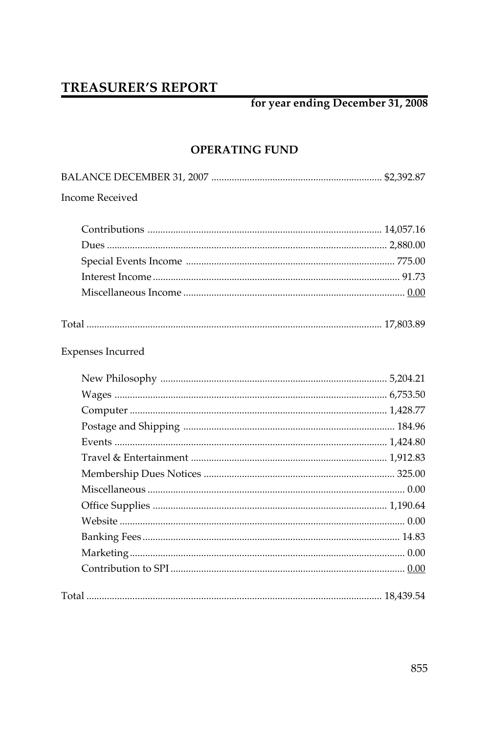# TREASURER'S REPORT

**for year ending December 31, 2008**

## OPERATING FUND

| | |
|---|---|
| BALANCE DECEMBER 31, 2007 | $2,392.87 |
| **Income Received** | |
| Contributions | 14,057.16 |
| Dues | 2,880.00 |
| Special Events Income | 775.00 |
| Interest Income | 91.73 |
| Miscellaneous Income | 0.00 |
| Total | 17,803.89 |
| **Expenses Incurred** | |
| New Philosophy | 5,204.21 |
| Wages | 6,753.50 |
| Computer | 1,428.77 |
| Postage and Shipping | 184.96 |
| Events | 1,424.80 |
| Travel & Entertainment | 1,912.83 |
| Membership Dues Notices | 325.00 |
| Miscellaneous | 0.00 |
| Office Supplies | 1,190.64 |
| Website | 0.00 |
| Banking Fees | 14.83 |
| Marketing | 0.00 |
| Contribution to SPI | 0.00 |
| Total | 18,439.54 |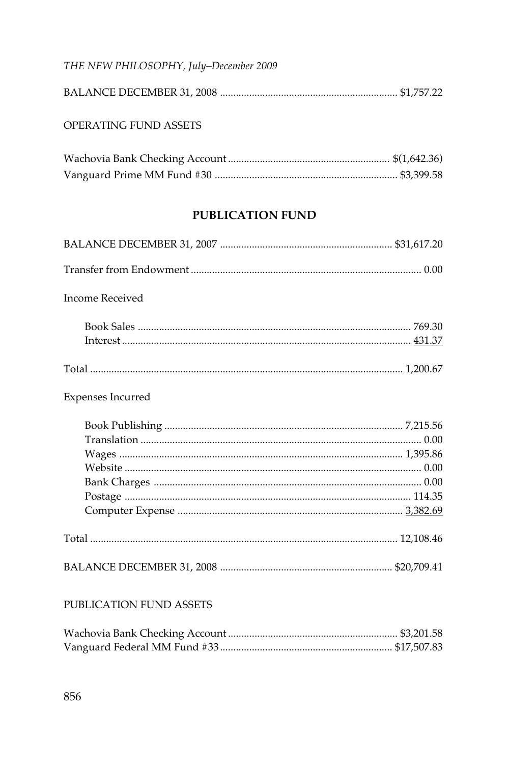BALANCE DECEMBER 31, 2008 .................................................................. $1,757.22

OPERATING FUND ASSETS

| | |
|---|---|
| Wachovia Bank Checking Account | $(1,642.36) |
| Vanguard Prime MM Fund #30 | $3,399.58 |

## PUBLICATION FUND

| | | |
|---|---|---|
| BALANCE DECEMBER 31, 2007 | | $31,617.20 |
| Transfer from Endowment | | 0.00 |
| **Income Received** | | |
| | Book Sales | 769.30 |
| | Interest | 431.37 |
| Total | | 1,200.67 |
| **Expenses Incurred** | | |
| | Book Publishing | 7,215.56 |
| | Translation | 0.00 |
| | Wages | 1,395.86 |
| | Website | 0.00 |
| | Bank Charges | 0.00 |
| | Postage | 114.35 |
| | Computer Expense | 3,382.69 |
| Total | | 12,108.46 |
| BALANCE DECEMBER 31, 2008 | | $20,709.41 |

PUBLICATION FUND ASSETS

| | |
|---|---|
| Wachovia Bank Checking Account | $3,201.58 |
| Vanguard Federal MM Fund #33 | $17,507.83 |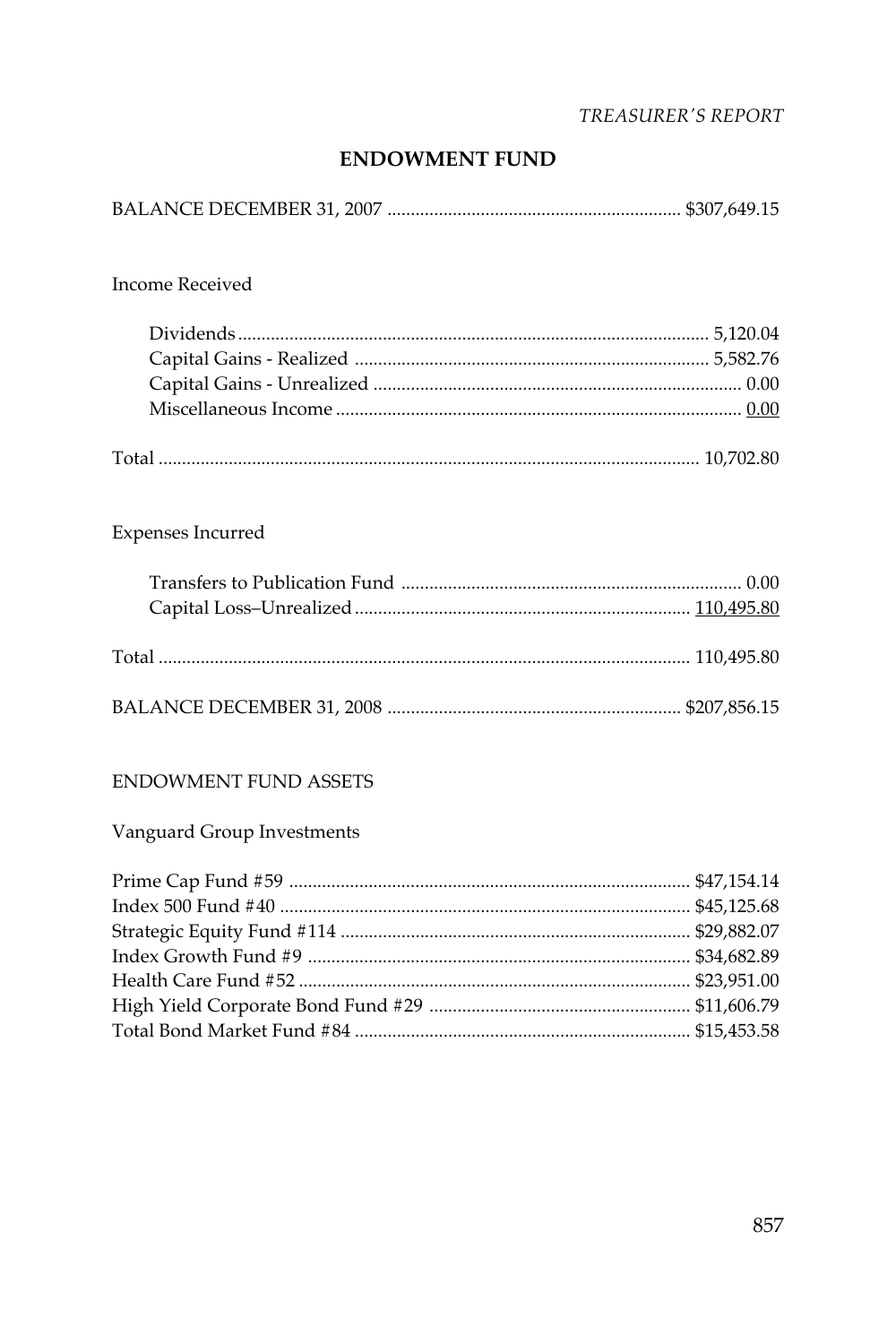## ENDOWMENT FUND

| | |
|---|---|
| BALANCE DECEMBER 31, 2007 | $307,649.15 |

Income Received

| | |
|---|---|
| Dividends | 5,120.04 |
| Capital Gains - Realized | 5,582.76 |
| Capital Gains - Unrealized | 0.00 |
| Miscellaneous Income | 0.00 |
| Total | 10,702.80 |

Expenses Incurred

| | |
|---|---|
| Transfers to Publication Fund | 0.00 |
| Capital Loss–Unrealized | 110,495.80 |
| Total | 110,495.80 |
| BALANCE DECEMBER 31, 2008 | $207,856.15 |

ENDOWMENT FUND ASSETS

Vanguard Group Investments

| | |
|---|---|
| Prime Cap Fund #59 | $47,154.14 |
| Index 500 Fund #40 | $45,125.68 |
| Strategic Equity Fund #114 | $29,882.07 |
| Index Growth Fund #9 | $34,682.89 |
| Health Care Fund #52 | $23,951.00 |
| High Yield Corporate Bond Fund #29 | $11,606.79 |
| Total Bond Market Fund #84 | $15,453.58 |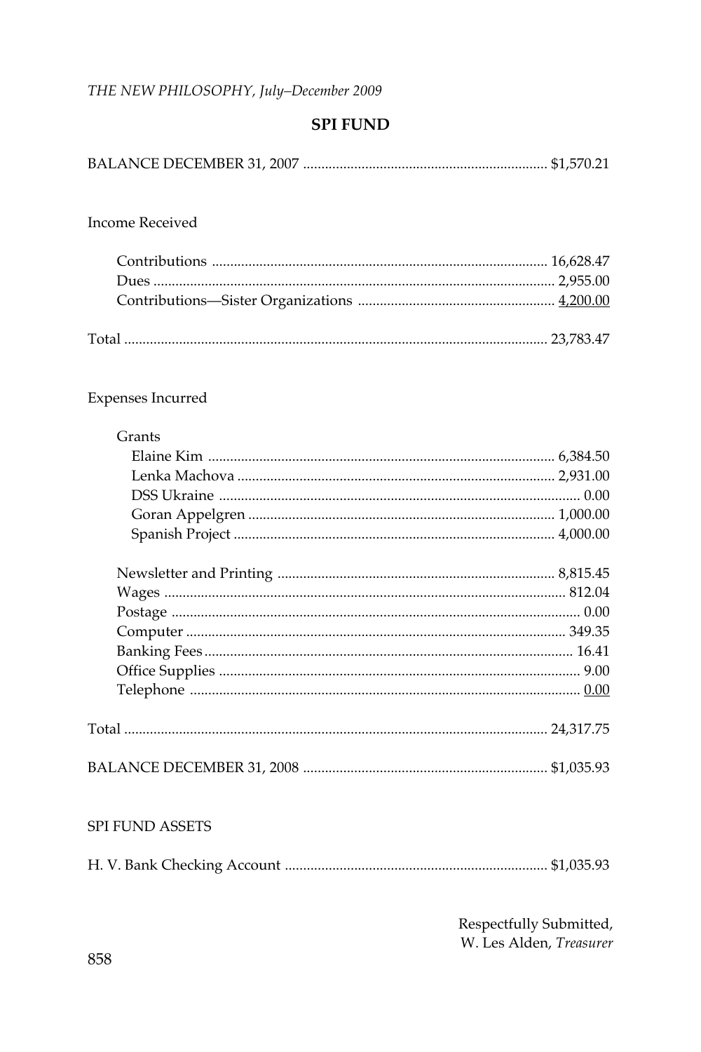## SPI FUND

| | |
|---|---|
| BALANCE DECEMBER 31, 2007 | $1,570.21 |
| **Income Received** | |
| Contributions | 16,628.47 |
| Dues | 2,955.00 |
| Contributions—Sister Organizations | 4,200.00 |
| Total | 23,783.47 |
| **Expenses Incurred** | |
| Grants | |
| Elaine Kim | 6,384.50 |
| Lenka Machova | 2,931.00 |
| DSS Ukraine | 0.00 |
| Goran Appelgren | 1,000.00 |
| Spanish Project | 4,000.00 |
| Newsletter and Printing | 8,815.45 |
| Wages | 812.04 |
| Postage | 0.00 |
| Computer | 349.35 |
| Banking Fees | 16.41 |
| Office Supplies | 9.00 |
| Telephone | 0.00 |
| Total | 24,317.75 |
| BALANCE DECEMBER 31, 2008 | $1,035.93 |

SPI FUND ASSETS

| | |
|---|---|
| H. V. Bank Checking Account | $1,035.93 |

Respectfully Submitted,
W. Les Alden, *Treasurer*